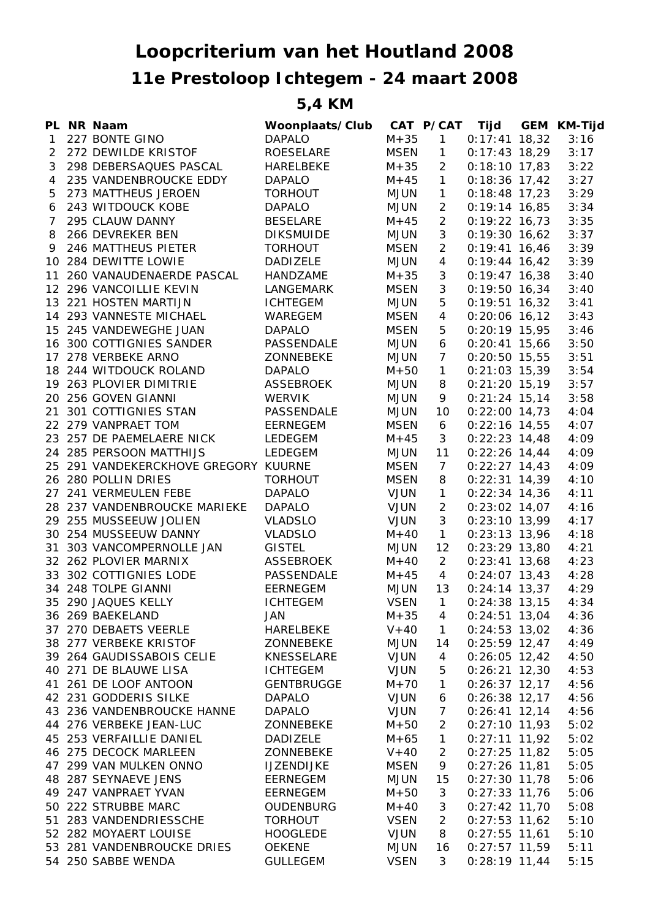# Loopcriterium van het Houtland 2008

## 11e Prestoloop Ichtegem - 24 maart 2008

### 5,4 KM

| PL | NR | Naam | Woonplaats/Club | CAT | P/CAT | Tijd | GEM | KM-Tijd |
|---|---|---|---|---|---|---|---|---|
| 1 | 227 | BONTE GINO | DAPALO | M+35 | 1 | 0:17:41 | 18,32 | 3:16 |
| 2 | 272 | DEWILDE KRISTOF | ROESELARE | MSEN | 1 | 0:17:43 | 18,29 | 3:17 |
| 3 | 298 | DEBERSAQUES PASCAL | HARELBEKE | M+35 | 2 | 0:18:10 | 17,83 | 3:22 |
| 4 | 235 | VANDENBROUCKE EDDY | DAPALO | M+45 | 1 | 0:18:36 | 17,42 | 3:27 |
| 5 | 273 | MATTHEUS JEROEN | TORHOUT | MJUN | 1 | 0:18:48 | 17,23 | 3:29 |
| 6 | 243 | WITDOUCK KOBE | DAPALO | MJUN | 2 | 0:19:14 | 16,85 | 3:34 |
| 7 | 295 | CLAUW DANNY | BESELARE | M+45 | 2 | 0:19:22 | 16,73 | 3:35 |
| 8 | 266 | DEVREKER BEN | DIKSMUIDE | MJUN | 3 | 0:19:30 | 16,62 | 3:37 |
| 9 | 246 | MATTHEUS PIETER | TORHOUT | MSEN | 2 | 0:19:41 | 16,46 | 3:39 |
| 10 | 284 | DEWITTE LOWIE | DADIZELE | MJUN | 4 | 0:19:44 | 16,42 | 3:39 |
| 11 | 260 | VANAUDENAERDE PASCAL | HANDZAME | M+35 | 3 | 0:19:47 | 16,38 | 3:40 |
| 12 | 296 | VANCOILLIE KEVIN | LANGEMARK | MSEN | 3 | 0:19:50 | 16,34 | 3:40 |
| 13 | 221 | HOSTEN MARTIJN | ICHTEGEM | MJUN | 5 | 0:19:51 | 16,32 | 3:41 |
| 14 | 293 | VANNESTE MICHAEL | WAREGEM | MSEN | 4 | 0:20:06 | 16,12 | 3:43 |
| 15 | 245 | VANDEWEGHE JUAN | DAPALO | MSEN | 5 | 0:20:19 | 15,95 | 3:46 |
| 16 | 300 | COTTIGNIES SANDER | PASSENDALE | MJUN | 6 | 0:20:41 | 15,66 | 3:50 |
| 17 | 278 | VERBEKE ARNO | ZONNEBEKE | MJUN | 7 | 0:20:50 | 15,55 | 3:51 |
| 18 | 244 | WITDOUCK ROLAND | DAPALO | M+50 | 1 | 0:21:03 | 15,39 | 3:54 |
| 19 | 263 | PLOVIER DIMITRIE | ASSEBROEK | MJUN | 8 | 0:21:20 | 15,19 | 3:57 |
| 20 | 256 | GOVEN GIANNI | WERVIK | MJUN | 9 | 0:21:24 | 15,14 | 3:58 |
| 21 | 301 | COTTIGNIES STAN | PASSENDALE | MJUN | 10 | 0:22:00 | 14,73 | 4:04 |
| 22 | 279 | VANPRAET TOM | EERNEGEM | MSEN | 6 | 0:22:16 | 14,55 | 4:07 |
| 23 | 257 | DE PAEMELAERE NICK | LEDEGEM | M+45 | 3 | 0:22:23 | 14,48 | 4:09 |
| 24 | 285 | PERSOON MATTHIJS | LEDEGEM | MJUN | 11 | 0:22:26 | 14,44 | 4:09 |
| 25 | 291 | VANDEKERCKHOVE GREGORY | KUURNE | MSEN | 7 | 0:22:27 | 14,43 | 4:09 |
| 26 | 280 | POLLIN DRIES | TORHOUT | MSEN | 8 | 0:22:31 | 14,39 | 4:10 |
| 27 | 241 | VERMEULEN FEBE | DAPALO | VJUN | 1 | 0:22:34 | 14,36 | 4:11 |
| 28 | 237 | VANDENBROUCKE MARIEKE | DAPALO | VJUN | 2 | 0:23:02 | 14,07 | 4:16 |
| 29 | 255 | MUSSEEUW JOLIEN | VLADSLO | VJUN | 3 | 0:23:10 | 13,99 | 4:17 |
| 30 | 254 | MUSSEEUW DANNY | VLADSLO | M+40 | 1 | 0:23:13 | 13,96 | 4:18 |
| 31 | 303 | VANCOMPERNOLLE JAN | GISTEL | MJUN | 12 | 0:23:29 | 13,80 | 4:21 |
| 32 | 262 | PLOVIER MARNIX | ASSEBROEK | M+40 | 2 | 0:23:41 | 13,68 | 4:23 |
| 33 | 302 | COTTIGNIES LODE | PASSENDALE | M+45 | 4 | 0:24:07 | 13,43 | 4:28 |
| 34 | 248 | TOLPE GIANNI | EERNEGEM | MJUN | 13 | 0:24:14 | 13,37 | 4:29 |
| 35 | 290 | JAQUES KELLY | ICHTEGEM | VSEN | 1 | 0:24:38 | 13,15 | 4:34 |
| 36 | 269 | BAEKELAND | JAN | M+35 | 4 | 0:24:51 | 13,04 | 4:36 |
| 37 | 270 | DEBAETS VEERLE | HARELBEKE | V+40 | 1 | 0:24:53 | 13,02 | 4:36 |
| 38 | 277 | VERBEKE KRISTOF | ZONNEBEKE | MJUN | 14 | 0:25:59 | 12,47 | 4:49 |
| 39 | 264 | GAUDISSABOIS CELIE | KNESSELARE | VJUN | 4 | 0:26:05 | 12,42 | 4:50 |
| 40 | 271 | DE BLAUWE LISA | ICHTEGEM | VJUN | 5 | 0:26:21 | 12,30 | 4:53 |
| 41 | 261 | DE LOOF ANTOON | GENTBRUGGE | M+70 | 1 | 0:26:37 | 12,17 | 4:56 |
| 42 | 231 | GODDERIS SILKE | DAPALO | VJUN | 6 | 0:26:38 | 12,17 | 4:56 |
| 43 | 236 | VANDENBROUCKE HANNE | DAPALO | VJUN | 7 | 0:26:41 | 12,14 | 4:56 |
| 44 | 276 | VERBEKE JEAN-LUC | ZONNEBEKE | M+50 | 2 | 0:27:10 | 11,93 | 5:02 |
| 45 | 253 | VERFAILLIE DANIEL | DADIZELE | M+65 | 1 | 0:27:11 | 11,92 | 5:02 |
| 46 | 275 | DECOCK MARLEEN | ZONNEBEKE | V+40 | 2 | 0:27:25 | 11,82 | 5:05 |
| 47 | 299 | VAN MULKEN ONNO | IJZENDIJKE | MSEN | 9 | 0:27:26 | 11,81 | 5:05 |
| 48 | 287 | SEYNAEVE JENS | EERNEGEM | MJUN | 15 | 0:27:30 | 11,78 | 5:06 |
| 49 | 247 | VANPRAET YVAN | EERNEGEM | M+50 | 3 | 0:27:33 | 11,76 | 5:06 |
| 50 | 222 | STRUBBE MARC | OUDENBURG | M+40 | 3 | 0:27:42 | 11,70 | 5:08 |
| 51 | 283 | VANDENDRIESSCHE | TORHOUT | VSEN | 2 | 0:27:53 | 11,62 | 5:10 |
| 52 | 282 | MOYAERT LOUISE | HOOGLEDE | VJUN | 8 | 0:27:55 | 11,61 | 5:10 |
| 53 | 281 | VANDENBROUCKE DRIES | OEKENE | MJUN | 16 | 0:27:57 | 11,59 | 5:11 |
| 54 | 250 | SABBE WENDA | GULLEGEM | VSEN | 3 | 0:28:19 | 11,44 | 5:15 |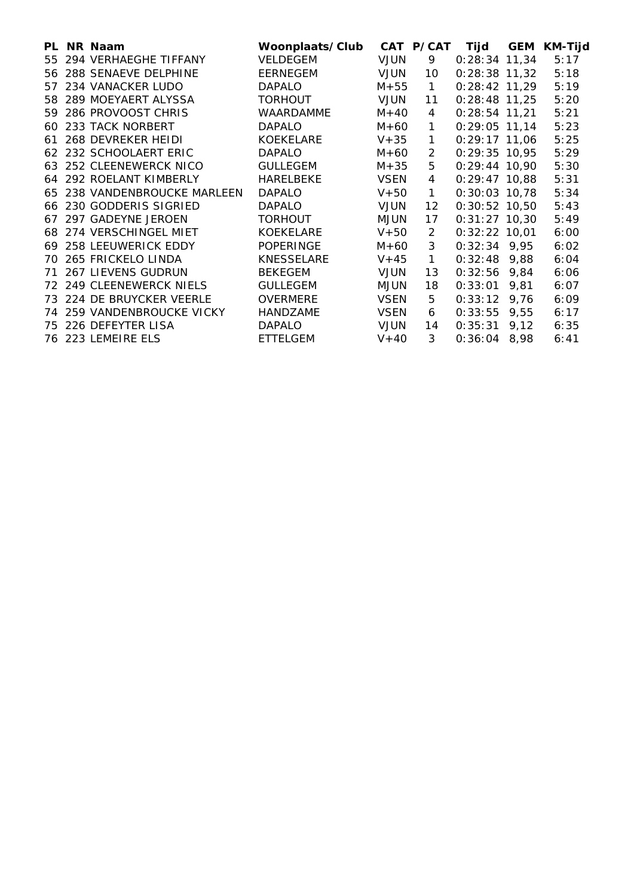| PL | NR | Naam | Woonplaats/Club | CAT | P/CAT | Tijd | GEM | KM-Tijd |
|---|---|---|---|---|---|---|---|---|
| 55 | 294 | VERHAEGHE TIFFANY | VELDEGEM | VJUN | 9 | 0:28:34 | 11,34 | 5:17 |
| 56 | 288 | SENAEVE DELPHINE | EERNEGEM | VJUN | 10 | 0:28:38 | 11,32 | 5:18 |
| 57 | 234 | VANACKER LUDO | DAPALO | M+55 | 1 | 0:28:42 | 11,29 | 5:19 |
| 58 | 289 | MOEYAERT ALYSSA | TORHOUT | VJUN | 11 | 0:28:48 | 11,25 | 5:20 |
| 59 | 286 | PROVOOST CHRIS | WAARDAMME | M+40 | 4 | 0:28:54 | 11,21 | 5:21 |
| 60 | 233 | TACK NORBERT | DAPALO | M+60 | 1 | 0:29:05 | 11,14 | 5:23 |
| 61 | 268 | DEVREKER HEIDI | KOEKELARE | V+35 | 1 | 0:29:17 | 11,06 | 5:25 |
| 62 | 232 | SCHOOLAERT ERIC | DAPALO | M+60 | 2 | 0:29:35 | 10,95 | 5:29 |
| 63 | 252 | CLEENEWERCK NICO | GULLEGEM | M+35 | 5 | 0:29:44 | 10,90 | 5:30 |
| 64 | 292 | ROELANT KIMBERLY | HARELBEKE | VSEN | 4 | 0:29:47 | 10,88 | 5:31 |
| 65 | 238 | VANDENBROUCKE MARLEEN | DAPALO | V+50 | 1 | 0:30:03 | 10,78 | 5:34 |
| 66 | 230 | GODDERIS SIGRIED | DAPALO | VJUN | 12 | 0:30:52 | 10,50 | 5:43 |
| 67 | 297 | GADEYNE JEROEN | TORHOUT | MJUN | 17 | 0:31:27 | 10,30 | 5:49 |
| 68 | 274 | VERSCHINGEL MIET | KOEKELARE | V+50 | 2 | 0:32:22 | 10,01 | 6:00 |
| 69 | 258 | LEEUWERICK EDDY | POPERINGE | M+60 | 3 | 0:32:34 | 9,95 | 6:02 |
| 70 | 265 | FRICKELO LINDA | KNESSELARE | V+45 | 1 | 0:32:48 | 9,88 | 6:04 |
| 71 | 267 | LIEVENS GUDRUN | BEKEGEM | VJUN | 13 | 0:32:56 | 9,84 | 6:06 |
| 72 | 249 | CLEENEWERCK NIELS | GULLEGEM | MJUN | 18 | 0:33:01 | 9,81 | 6:07 |
| 73 | 224 | DE BRUYCKER VEERLE | OVERMERE | VSEN | 5 | 0:33:12 | 9,76 | 6:09 |
| 74 | 259 | VANDENBROUCKE VICKY | HANDZAME | VSEN | 6 | 0:33:55 | 9,55 | 6:17 |
| 75 | 226 | DEFEYTER LISA | DAPALO | VJUN | 14 | 0:35:31 | 9,12 | 6:35 |
| 76 | 223 | LEMEIRE ELS | ETTELGEM | V+40 | 3 | 0:36:04 | 8,98 | 6:41 |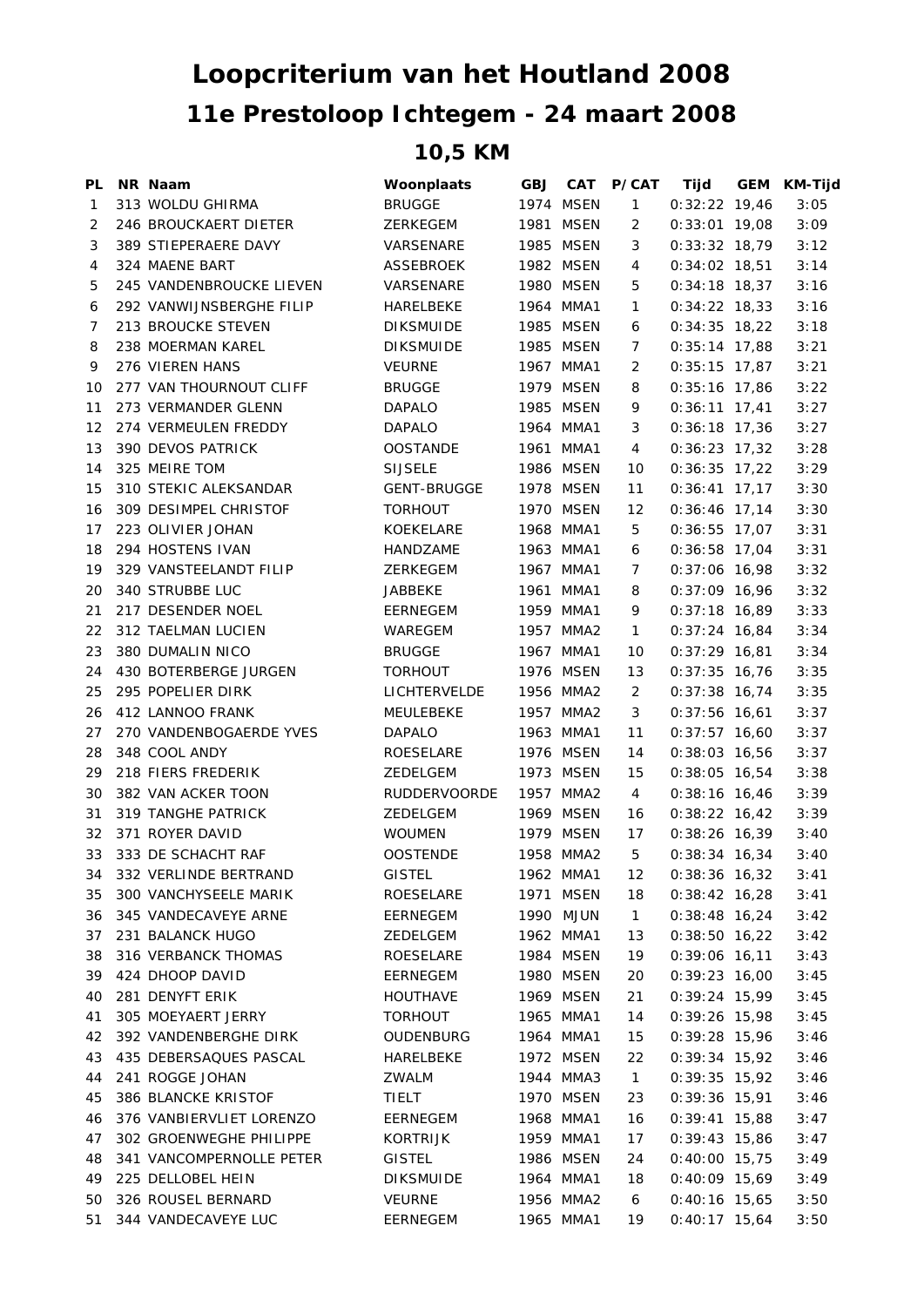# Loopcriterium van het Houtland 2008

## 11e Prestoloop Ichtegem - 24 maart 2008

### 10,5 KM

| PL | NR | Naam | Woonplaats | GBJ | CAT | P/CAT | Tijd | GEM | KM-Tijd |
|---|---|---|---|---|---|---|---|---|---|
| 1 | 313 | WOLDU GHIRMA | BRUGGE | 1974 | MSEN | 1 | 0:32:22 | 19,46 | 3:05 |
| 2 | 246 | BROUCKAERT DIETER | ZERKEGEM | 1981 | MSEN | 2 | 0:33:01 | 19,08 | 3:09 |
| 3 | 389 | STIEPERAERE DAVY | VARSENARE | 1985 | MSEN | 3 | 0:33:32 | 18,79 | 3:12 |
| 4 | 324 | MAENE BART | ASSEBROEK | 1982 | MSEN | 4 | 0:34:02 | 18,51 | 3:14 |
| 5 | 245 | VANDENBROUCKE LIEVEN | VARSENARE | 1980 | MSEN | 5 | 0:34:18 | 18,37 | 3:16 |
| 6 | 292 | VANWIJNSBERGHE FILIP | HARELBEKE | 1964 | MMA1 | 1 | 0:34:22 | 18,33 | 3:16 |
| 7 | 213 | BROUCKE STEVEN | DIKSMUIDE | 1985 | MSEN | 6 | 0:34:35 | 18,22 | 3:18 |
| 8 | 238 | MOERMAN KAREL | DIKSMUIDE | 1985 | MSEN | 7 | 0:35:14 | 17,88 | 3:21 |
| 9 | 276 | VIEREN HANS | VEURNE | 1967 | MMA1 | 2 | 0:35:15 | 17,87 | 3:21 |
| 10 | 277 | VAN THOURNOUT CLIFF | BRUGGE | 1979 | MSEN | 8 | 0:35:16 | 17,86 | 3:22 |
| 11 | 273 | VERMANDER GLENN | DAPALO | 1985 | MSEN | 9 | 0:36:11 | 17,41 | 3:27 |
| 12 | 274 | VERMEULEN FREDDY | DAPALO | 1964 | MMA1 | 3 | 0:36:18 | 17,36 | 3:27 |
| 13 | 390 | DEVOS PATRICK | OOSTANDE | 1961 | MMA1 | 4 | 0:36:23 | 17,32 | 3:28 |
| 14 | 325 | MEIRE TOM | SIJSELE | 1986 | MSEN | 10 | 0:36:35 | 17,22 | 3:29 |
| 15 | 310 | STEKIC ALEKSANDAR | GENT-BRUGGE | 1978 | MSEN | 11 | 0:36:41 | 17,17 | 3:30 |
| 16 | 309 | DESIMPEL CHRISTOF | TORHOUT | 1970 | MSEN | 12 | 0:36:46 | 17,14 | 3:30 |
| 17 | 223 | OLIVIER JOHAN | KOEKELARE | 1968 | MMA1 | 5 | 0:36:55 | 17,07 | 3:31 |
| 18 | 294 | HOSTENS IVAN | HANDZAME | 1963 | MMA1 | 6 | 0:36:58 | 17,04 | 3:31 |
| 19 | 329 | VANSTEELANDT FILIP | ZERKEGEM | 1967 | MMA1 | 7 | 0:37:06 | 16,98 | 3:32 |
| 20 | 340 | STRUBBE LUC | JABBEKE | 1961 | MMA1 | 8 | 0:37:09 | 16,96 | 3:32 |
| 21 | 217 | DESENDER NOEL | EERNEGEM | 1959 | MMA1 | 9 | 0:37:18 | 16,89 | 3:33 |
| 22 | 312 | TAELMAN LUCIEN | WAREGEM | 1957 | MMA2 | 1 | 0:37:24 | 16,84 | 3:34 |
| 23 | 380 | DUMALIN NICO | BRUGGE | 1967 | MMA1 | 10 | 0:37:29 | 16,81 | 3:34 |
| 24 | 430 | BOTERBERGE JURGEN | TORHOUT | 1976 | MSEN | 13 | 0:37:35 | 16,76 | 3:35 |
| 25 | 295 | POPELIER DIRK | LICHTERVELDE | 1956 | MMA2 | 2 | 0:37:38 | 16,74 | 3:35 |
| 26 | 412 | LANNOO FRANK | MEULEBEKE | 1957 | MMA2 | 3 | 0:37:56 | 16,61 | 3:37 |
| 27 | 270 | VANDENBOGAERDE YVES | DAPALO | 1963 | MMA1 | 11 | 0:37:57 | 16,60 | 3:37 |
| 28 | 348 | COOL ANDY | ROESELARE | 1976 | MSEN | 14 | 0:38:03 | 16,56 | 3:37 |
| 29 | 218 | FIERS FREDERIK | ZEDELGEM | 1973 | MSEN | 15 | 0:38:05 | 16,54 | 3:38 |
| 30 | 382 | VAN ACKER TOON | RUDDERVOORDE | 1957 | MMA2 | 4 | 0:38:16 | 16,46 | 3:39 |
| 31 | 319 | TANGHE PATRICK | ZEDELGEM | 1969 | MSEN | 16 | 0:38:22 | 16,42 | 3:39 |
| 32 | 371 | ROYER DAVID | WOUMEN | 1979 | MSEN | 17 | 0:38:26 | 16,39 | 3:40 |
| 33 | 333 | DE SCHACHT RAF | OOSTENDE | 1958 | MMA2 | 5 | 0:38:34 | 16,34 | 3:40 |
| 34 | 332 | VERLINDE BERTRAND | GISTEL | 1962 | MMA1 | 12 | 0:38:36 | 16,32 | 3:41 |
| 35 | 300 | VANCHYSEELE MARIK | ROESELARE | 1971 | MSEN | 18 | 0:38:42 | 16,28 | 3:41 |
| 36 | 345 | VANDECAVEYE ARNE | EERNEGEM | 1990 | MJUN | 1 | 0:38:48 | 16,24 | 3:42 |
| 37 | 231 | BALANCK HUGO | ZEDELGEM | 1962 | MMA1 | 13 | 0:38:50 | 16,22 | 3:42 |
| 38 | 316 | VERBANCK THOMAS | ROESELARE | 1984 | MSEN | 19 | 0:39:06 | 16,11 | 3:43 |
| 39 | 424 | DHOOP DAVID | EERNEGEM | 1980 | MSEN | 20 | 0:39:23 | 16,00 | 3:45 |
| 40 | 281 | DENYFT ERIK | HOUTHAVE | 1969 | MSEN | 21 | 0:39:24 | 15,99 | 3:45 |
| 41 | 305 | MOEYAERT JERRY | TORHOUT | 1965 | MMA1 | 14 | 0:39:26 | 15,98 | 3:45 |
| 42 | 392 | VANDENBERGHE DIRK | OUDENBURG | 1964 | MMA1 | 15 | 0:39:28 | 15,96 | 3:46 |
| 43 | 435 | DEBERSAQUES PASCAL | HARELBEKE | 1972 | MSEN | 22 | 0:39:34 | 15,92 | 3:46 |
| 44 | 241 | ROGGE JOHAN | ZWALM | 1944 | MMA3 | 1 | 0:39:35 | 15,92 | 3:46 |
| 45 | 386 | BLANCKE KRISTOF | TIELT | 1970 | MSEN | 23 | 0:39:36 | 15,91 | 3:46 |
| 46 | 376 | VANBIERVLIET LORENZO | EERNEGEM | 1968 | MMA1 | 16 | 0:39:41 | 15,88 | 3:47 |
| 47 | 302 | GROENWEGHE PHILIPPE | KORTRIJK | 1959 | MMA1 | 17 | 0:39:43 | 15,86 | 3:47 |
| 48 | 341 | VANCOMPERNOLLE PETER | GISTEL | 1986 | MSEN | 24 | 0:40:00 | 15,75 | 3:49 |
| 49 | 225 | DELLOBEL HEIN | DIKSMUIDE | 1964 | MMA1 | 18 | 0:40:09 | 15,69 | 3:49 |
| 50 | 326 | ROUSEL BERNARD | VEURNE | 1956 | MMA2 | 6 | 0:40:16 | 15,65 | 3:50 |
| 51 | 344 | VANDECAVEYE LUC | EERNEGEM | 1965 | MMA1 | 19 | 0:40:17 | 15,64 | 3:50 |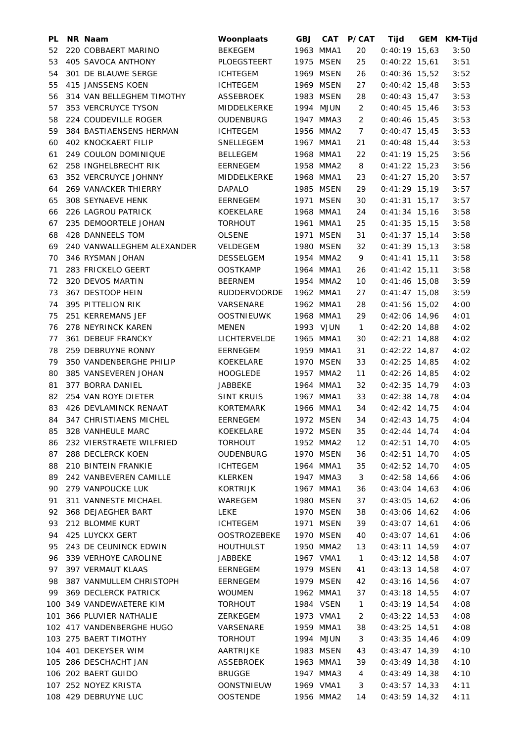| PL | NR | Naam | Woonplaats | GBJ | CAT | P/CAT | Tijd | GEM | KM-Tijd |
|---|---|---|---|---|---|---|---|---|---|
| 52 | 220 | COBBAERT MARINO | BEKEGEM | 1963 | MMA1 | 20 | 0:40:19 | 15,63 | 3:50 |
| 53 | 405 | SAVOCA ANTHONY | PLOEGSTEERT | 1975 | MSEN | 25 | 0:40:22 | 15,61 | 3:51 |
| 54 | 301 | DE BLAUWE SERGE | ICHTEGEM | 1969 | MSEN | 26 | 0:40:36 | 15,52 | 3:52 |
| 55 | 415 | JANSSENS KOEN | ICHTEGEM | 1969 | MSEN | 27 | 0:40:42 | 15,48 | 3:53 |
| 56 | 314 | VAN BELLEGHEM TIMOTHY | ASSEBROEK | 1983 | MSEN | 28 | 0:40:43 | 15,47 | 3:53 |
| 57 | 353 | VERCRUYCE TYSON | MIDDELKERKE | 1994 | MJUN | 2 | 0:40:45 | 15,46 | 3:53 |
| 58 | 224 | COUDEVILLE ROGER | OUDENBURG | 1947 | MMA3 | 2 | 0:40:46 | 15,45 | 3:53 |
| 59 | 384 | BASTIAENSENS HERMAN | ICHTEGEM | 1956 | MMA2 | 7 | 0:40:47 | 15,45 | 3:53 |
| 60 | 402 | KNOCKAERT FILIP | SNELLEGEM | 1967 | MMA1 | 21 | 0:40:48 | 15,44 | 3:53 |
| 61 | 249 | COULON DOMINIQUE | BELLEGEM | 1968 | MMA1 | 22 | 0:41:19 | 15,25 | 3:56 |
| 62 | 258 | INGHELBRECHT RIK | EERNEGEM | 1958 | MMA2 | 8 | 0:41:22 | 15,23 | 3:56 |
| 63 | 352 | VERCRUYCE JOHNNY | MIDDELKERKE | 1968 | MMA1 | 23 | 0:41:27 | 15,20 | 3:57 |
| 64 | 269 | VANACKER THIERRY | DAPALO | 1985 | MSEN | 29 | 0:41:29 | 15,19 | 3:57 |
| 65 | 308 | SEYNAEVE HENK | EERNEGEM | 1971 | MSEN | 30 | 0:41:31 | 15,17 | 3:57 |
| 66 | 226 | LAGROU PATRICK | KOEKELARE | 1968 | MMA1 | 24 | 0:41:34 | 15,16 | 3:58 |
| 67 | 235 | DEMOORTELE JOHAN | TORHOUT | 1961 | MMA1 | 25 | 0:41:35 | 15,15 | 3:58 |
| 68 | 428 | DANNEELS TOM | OLSENE | 1971 | MSEN | 31 | 0:41:37 | 15,14 | 3:58 |
| 69 | 240 | VANWALLEGHEM ALEXANDER | VELDEGEM | 1980 | MSEN | 32 | 0:41:39 | 15,13 | 3:58 |
| 70 | 346 | RYSMAN JOHAN | DESSELGEM | 1954 | MMA2 | 9 | 0:41:41 | 15,11 | 3:58 |
| 71 | 283 | FRICKELO GEERT | OOSTKAMP | 1964 | MMA1 | 26 | 0:41:42 | 15,11 | 3:58 |
| 72 | 320 | DEVOS MARTIN | BEERNEM | 1954 | MMA2 | 10 | 0:41:46 | 15,08 | 3:59 |
| 73 | 367 | DESTOOP HEIN | RUDDERVOORDE | 1962 | MMA1 | 27 | 0:41:47 | 15,08 | 3:59 |
| 74 | 395 | PITTELION RIK | VARSENARE | 1962 | MMA1 | 28 | 0:41:56 | 15,02 | 4:00 |
| 75 | 251 | KERREMANS JEF | OOSTNIEUWK | 1968 | MMA1 | 29 | 0:42:06 | 14,96 | 4:01 |
| 76 | 278 | NEYRINCK KAREN | MENEN | 1993 | VJUN | 1 | 0:42:20 | 14,88 | 4:02 |
| 77 | 361 | DEBEUF FRANCKY | LICHTERVELDE | 1965 | MMA1 | 30 | 0:42:21 | 14,88 | 4:02 |
| 78 | 259 | DEBRUYNE RONNY | EERNEGEM | 1959 | MMA1 | 31 | 0:42:22 | 14,87 | 4:02 |
| 79 | 350 | VANDENBERGHE PHILIP | KOEKELARE | 1970 | MSEN | 33 | 0:42:25 | 14,85 | 4:02 |
| 80 | 385 | VANSEVEREN JOHAN | HOOGLEDE | 1957 | MMA2 | 11 | 0:42:26 | 14,85 | 4:02 |
| 81 | 377 | BORRA DANIEL | JABBEKE | 1964 | MMA1 | 32 | 0:42:35 | 14,79 | 4:03 |
| 82 | 254 | VAN ROYE DIETER | SINT KRUIS | 1967 | MMA1 | 33 | 0:42:38 | 14,78 | 4:04 |
| 83 | 426 | DEVLAMINCK RENAAT | KORTEMARK | 1966 | MMA1 | 34 | 0:42:42 | 14,75 | 4:04 |
| 84 | 347 | CHRISTIAENS MICHEL | EERNEGEM | 1972 | MSEN | 34 | 0:42:43 | 14,75 | 4:04 |
| 85 | 328 | VANHEULE MARC | KOEKELARE | 1972 | MSEN | 35 | 0:42:44 | 14,74 | 4:04 |
| 86 | 232 | VIERSTRAETE WILFRIED | TORHOUT | 1952 | MMA2 | 12 | 0:42:51 | 14,70 | 4:05 |
| 87 | 288 | DECLERCK KOEN | OUDENBURG | 1970 | MSEN | 36 | 0:42:51 | 14,70 | 4:05 |
| 88 | 210 | BINTEIN FRANKIE | ICHTEGEM | 1964 | MMA1 | 35 | 0:42:52 | 14,70 | 4:05 |
| 89 | 242 | VANBEVEREN CAMILLE | KLERKEN | 1947 | MMA3 | 3 | 0:42:58 | 14,66 | 4:06 |
| 90 | 279 | VANPOUCKE LUK | KORTRIJK | 1967 | MMA1 | 36 | 0:43:04 | 14,63 | 4:06 |
| 91 | 311 | VANNESTE MICHAEL | WAREGEM | 1980 | MSEN | 37 | 0:43:05 | 14,62 | 4:06 |
| 92 | 368 | DEJAEGHER BART | LEKE | 1970 | MSEN | 38 | 0:43:06 | 14,62 | 4:06 |
| 93 | 212 | BLOMME KURT | ICHTEGEM | 1971 | MSEN | 39 | 0:43:07 | 14,61 | 4:06 |
| 94 | 425 | LUYCKX GERT | OOSTROZEBEKE | 1970 | MSEN | 40 | 0:43:07 | 14,61 | 4:06 |
| 95 | 243 | DE CEUNINCK EDWIN | HOUTHULST | 1950 | MMA2 | 13 | 0:43:11 | 14,59 | 4:07 |
| 96 | 339 | VERHOYE CAROLINE | JABBEKE | 1967 | VMA1 | 1 | 0:43:12 | 14,58 | 4:07 |
| 97 | 397 | VERMAUT KLAAS | EERNEGEM | 1979 | MSEN | 41 | 0:43:13 | 14,58 | 4:07 |
| 98 | 387 | VANMULLEM CHRISTOPH | EERNEGEM | 1979 | MSEN | 42 | 0:43:16 | 14,56 | 4:07 |
| 99 | 369 | DECLERCK PATRICK | WOUMEN | 1962 | MMA1 | 37 | 0:43:18 | 14,55 | 4:07 |
| 100 | 349 | VANDEWAETERE KIM | TORHOUT | 1984 | VSEN | 1 | 0:43:19 | 14,54 | 4:08 |
| 101 | 366 | PLUVIER NATHALIE | ZERKEGEM | 1973 | VMA1 | 2 | 0:43:22 | 14,53 | 4:08 |
| 102 | 417 | VANDENBERGHE HUGO | VARSENARE | 1959 | MMA1 | 38 | 0:43:25 | 14,51 | 4:08 |
| 103 | 275 | BAERT TIMOTHY | TORHOUT | 1994 | MJUN | 3 | 0:43:35 | 14,46 | 4:09 |
| 104 | 401 | DEKEYSER WIM | AARTRIJKE | 1983 | MSEN | 43 | 0:43:47 | 14,39 | 4:10 |
| 105 | 286 | DESCHACHT JAN | ASSEBROEK | 1963 | MMA1 | 39 | 0:43:49 | 14,38 | 4:10 |
| 106 | 202 | BAERT GUIDO | BRUGGE | 1947 | MMA3 | 4 | 0:43:49 | 14,38 | 4:10 |
| 107 | 252 | NOYEZ KRISTA | OONSTNIEUW | 1969 | VMA1 | 3 | 0:43:57 | 14,33 | 4:11 |
| 108 | 429 | DEBRUYNE LUC | OOSTENDE | 1956 | MMA2 | 14 | 0:43:59 | 14,32 | 4:11 |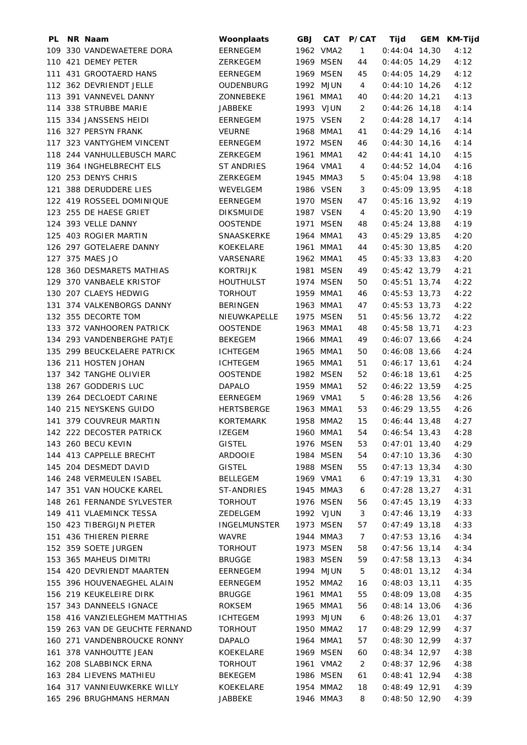| PL | NR | Naam | Woonplaats | GBJ | CAT | P/CAT | Tijd | GEM | KM-Tijd |
|---|---|---|---|---|---|---|---|---|---|
| 109 | 330 | VANDEWAETERE DORA | EERNEGEM | 1962 | VMA2 | 1 | 0:44:04 | 14,30 | 4:12 |
| 110 | 421 | DEMEY PETER | ZERKEGEM | 1969 | MSEN | 44 | 0:44:05 | 14,29 | 4:12 |
| 111 | 431 | GROOTAERD HANS | EERNEGEM | 1969 | MSEN | 45 | 0:44:05 | 14,29 | 4:12 |
| 112 | 362 | DEVRIENDT JELLE | OUDENBURG | 1992 | MJUN | 4 | 0:44:10 | 14,26 | 4:12 |
| 113 | 391 | VANNEVEL DANNY | ZONNEBEKE | 1961 | MMA1 | 40 | 0:44:20 | 14,21 | 4:13 |
| 114 | 338 | STRUBBE MARIE | JABBEKE | 1993 | VJUN | 2 | 0:44:26 | 14,18 | 4:14 |
| 115 | 334 | JANSSENS HEIDI | EERNEGEM | 1975 | VSEN | 2 | 0:44:28 | 14,17 | 4:14 |
| 116 | 327 | PERSYN FRANK | VEURNE | 1968 | MMA1 | 41 | 0:44:29 | 14,16 | 4:14 |
| 117 | 323 | VANTYGHEM VINCENT | EERNEGEM | 1972 | MSEN | 46 | 0:44:30 | 14,16 | 4:14 |
| 118 | 244 | VANHULLEBUSCH MARC | ZERKEGEM | 1961 | MMA1 | 42 | 0:44:41 | 14,10 | 4:15 |
| 119 | 364 | INGHELBRECHT ELS | ST ANDRIES | 1964 | VMA1 | 4 | 0:44:52 | 14,04 | 4:16 |
| 120 | 253 | DENYS CHRIS | ZERKEGEM | 1945 | MMA3 | 5 | 0:45:04 | 13,98 | 4:18 |
| 121 | 388 | DERUDDERE LIES | WEVELGEM | 1986 | VSEN | 3 | 0:45:09 | 13,95 | 4:18 |
| 122 | 419 | ROSSEEL DOMINIQUE | EERNEGEM | 1970 | MSEN | 47 | 0:45:16 | 13,92 | 4:19 |
| 123 | 255 | DE HAESE GRIET | DIKSMUIDE | 1987 | VSEN | 4 | 0:45:20 | 13,90 | 4:19 |
| 124 | 393 | VELLE DANNY | OOSTENDE | 1971 | MSEN | 48 | 0:45:24 | 13,88 | 4:19 |
| 125 | 403 | ROGIER MARTIN | SNAASKERKE | 1964 | MMA1 | 43 | 0:45:29 | 13,85 | 4:20 |
| 126 | 297 | GOTELAERE DANNY | KOEKELARE | 1961 | MMA1 | 44 | 0:45:30 | 13,85 | 4:20 |
| 127 | 375 | MAES JO | VARSENARE | 1962 | MMA1 | 45 | 0:45:33 | 13,83 | 4:20 |
| 128 | 360 | DESMARETS MATHIAS | KORTRIJK | 1981 | MSEN | 49 | 0:45:42 | 13,79 | 4:21 |
| 129 | 370 | VANBAELE KRISTOF | HOUTHULST | 1974 | MSEN | 50 | 0:45:51 | 13,74 | 4:22 |
| 130 | 207 | CLAEYS HEDWIG | TORHOUT | 1959 | MMA1 | 46 | 0:45:53 | 13,73 | 4:22 |
| 131 | 374 | VALKENBORGS DANNY | BERINGEN | 1963 | MMA1 | 47 | 0:45:53 | 13,73 | 4:22 |
| 132 | 355 | DECORTE TOM | NIEUWKAPELLE | 1975 | MSEN | 51 | 0:45:56 | 13,72 | 4:22 |
| 133 | 372 | VANHOOREN PATRICK | OOSTENDE | 1963 | MMA1 | 48 | 0:45:58 | 13,71 | 4:23 |
| 134 | 293 | VANDENBERGHE PATJE | BEKEGEM | 1966 | MMA1 | 49 | 0:46:07 | 13,66 | 4:24 |
| 135 | 299 | BEUCKELAERE PATRICK | ICHTEGEM | 1965 | MMA1 | 50 | 0:46:08 | 13,66 | 4:24 |
| 136 | 211 | HOSTEN JOHAN | ICHTEGEM | 1965 | MMA1 | 51 | 0:46:17 | 13,61 | 4:24 |
| 137 | 342 | TANGHE OLIVIER | OOSTENDE | 1982 | MSEN | 52 | 0:46:18 | 13,61 | 4:25 |
| 138 | 267 | GODDERIS LUC | DAPALO | 1959 | MMA1 | 52 | 0:46:22 | 13,59 | 4:25 |
| 139 | 264 | DECLOEDT CARINE | EERNEGEM | 1969 | VMA1 | 5 | 0:46:28 | 13,56 | 4:26 |
| 140 | 215 | NEYSKENS GUIDO | HERTSBERGE | 1963 | MMA1 | 53 | 0:46:29 | 13,55 | 4:26 |
| 141 | 379 | COUVREUR MARTIN | KORTEMARK | 1958 | MMA2 | 15 | 0:46:44 | 13,48 | 4:27 |
| 142 | 222 | DECOSTER PATRICK | IZEGEM | 1960 | MMA1 | 54 | 0:46:54 | 13,43 | 4:28 |
| 143 | 260 | BECU KEVIN | GISTEL | 1976 | MSEN | 53 | 0:47:01 | 13,40 | 4:29 |
| 144 | 413 | CAPPELLE BRECHT | ARDOOIE | 1984 | MSEN | 54 | 0:47:10 | 13,36 | 4:30 |
| 145 | 204 | DESMEDT DAVID | GISTEL | 1988 | MSEN | 55 | 0:47:13 | 13,34 | 4:30 |
| 146 | 248 | VERMEULEN ISABEL | BELLEGEM | 1969 | VMA1 | 6 | 0:47:19 | 13,31 | 4:30 |
| 147 | 351 | VAN HOUCKE KAREL | ST-ANDRIES | 1945 | MMA3 | 6 | 0:47:28 | 13,27 | 4:31 |
| 148 | 261 | FERNANDE SYLVESTER | TORHOUT | 1976 | MSEN | 56 | 0:47:45 | 13,19 | 4:33 |
| 149 | 411 | VLAEMINCK TESSA | ZEDELGEM | 1992 | VJUN | 3 | 0:47:46 | 13,19 | 4:33 |
| 150 | 423 | TIBERGIJN PIETER | INGELMUNSTER | 1973 | MSEN | 57 | 0:47:49 | 13,18 | 4:33 |
| 151 | 436 | THIEREN PIERRE | WAVRE | 1944 | MMA3 | 7 | 0:47:53 | 13,16 | 4:34 |
| 152 | 359 | SOETE JURGEN | TORHOUT | 1973 | MSEN | 58 | 0:47:56 | 13,14 | 4:34 |
| 153 | 365 | MAHEUS DIMITRI | BRUGGE | 1983 | MSEN | 59 | 0:47:58 | 13,13 | 4:34 |
| 154 | 420 | DEVRIENDT MAARTEN | EERNEGEM | 1994 | MJUN | 5 | 0:48:01 | 13,12 | 4:34 |
| 155 | 396 | HOUVENAEGHEL ALAIN | EERNEGEM | 1952 | MMA2 | 16 | 0:48:03 | 13,11 | 4:35 |
| 156 | 219 | KEUKELEIRE DIRK | BRUGGE | 1961 | MMA1 | 55 | 0:48:09 | 13,08 | 4:35 |
| 157 | 343 | DANNEELS IGNACE | ROKSEM | 1965 | MMA1 | 56 | 0:48:14 | 13,06 | 4:36 |
| 158 | 416 | VANZIELEGHEM MATTHIAS | ICHTEGEM | 1993 | MJUN | 6 | 0:48:26 | 13,01 | 4:37 |
| 159 | 263 | VAN DE GEUCHTE FERNAND | TORHOUT | 1950 | MMA2 | 17 | 0:48:29 | 12,99 | 4:37 |
| 160 | 271 | VANDENBROUCKE RONNY | DAPALO | 1964 | MMA1 | 57 | 0:48:30 | 12,99 | 4:37 |
| 161 | 378 | VANHOUTTE JEAN | KOEKELARE | 1969 | MSEN | 60 | 0:48:34 | 12,97 | 4:38 |
| 162 | 208 | SLABBINCK ERNA | TORHOUT | 1961 | VMA2 | 2 | 0:48:37 | 12,96 | 4:38 |
| 163 | 284 | LIEVENS MATHIEU | BEKEGEM | 1986 | MSEN | 61 | 0:48:41 | 12,94 | 4:38 |
| 164 | 317 | VANNIEUWKERKE WILLY | KOEKELARE | 1954 | MMA2 | 18 | 0:48:49 | 12,91 | 4:39 |
| 165 | 296 | BRUGHMANS HERMAN | JABBEKE | 1946 | MMA3 | 8 | 0:48:50 | 12,90 | 4:39 |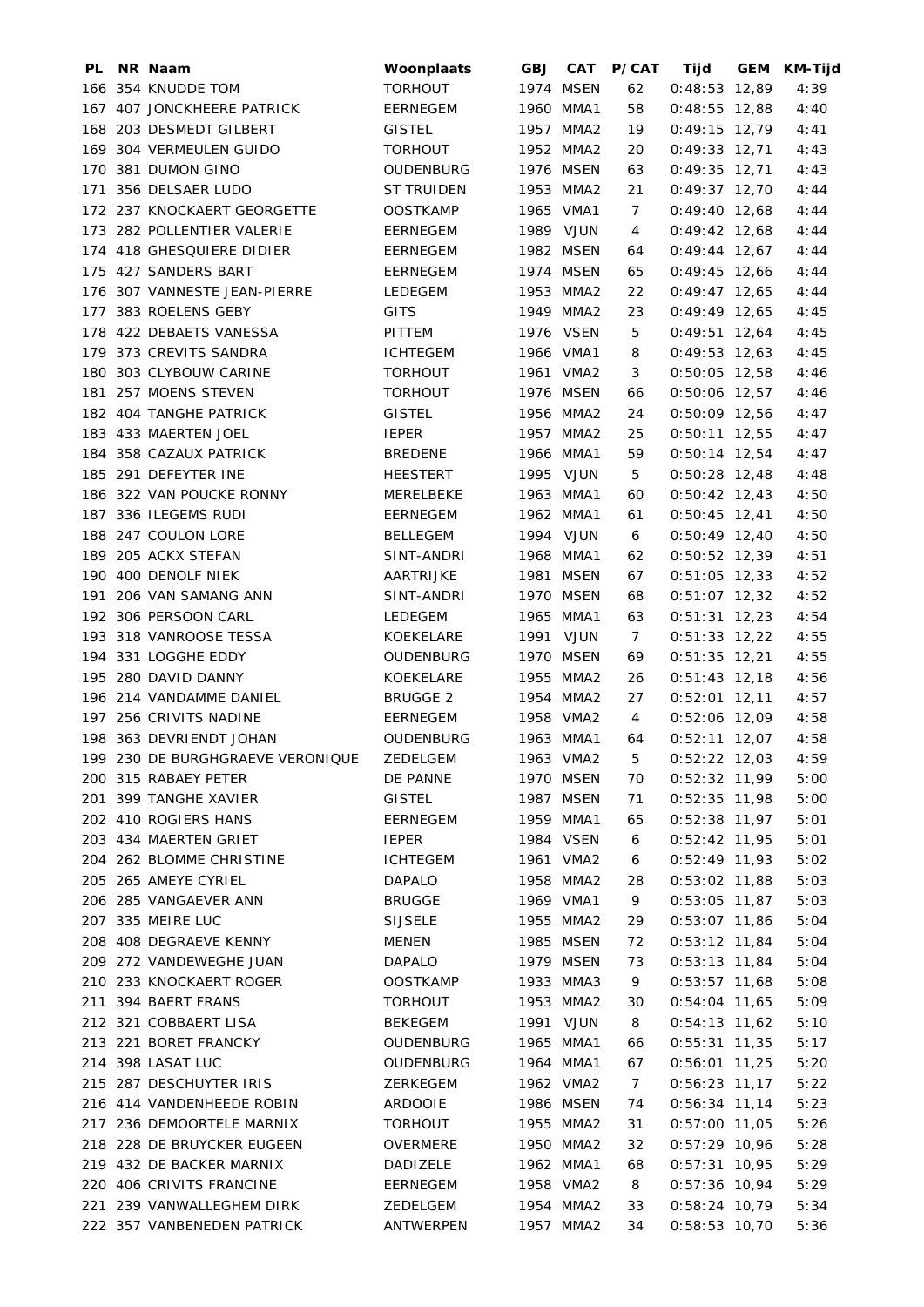| PL | NR | Naam | Woonplaats | GBJ | CAT | P/CAT | Tijd | GEM | KM-Tijd |
|---|---|---|---|---|---|---|---|---|---|
| 166 | 354 | KNUDDE TOM | TORHOUT | 1974 | MSEN | 62 | 0:48:53 | 12,89 | 4:39 |
| 167 | 407 | JONCKHEERE PATRICK | EERNEGEM | 1960 | MMA1 | 58 | 0:48:55 | 12,88 | 4:40 |
| 168 | 203 | DESMEDT GILBERT | GISTEL | 1957 | MMA2 | 19 | 0:49:15 | 12,79 | 4:41 |
| 169 | 304 | VERMEULEN GUIDO | TORHOUT | 1952 | MMA2 | 20 | 0:49:33 | 12,71 | 4:43 |
| 170 | 381 | DUMON GINO | OUDENBURG | 1976 | MSEN | 63 | 0:49:35 | 12,71 | 4:43 |
| 171 | 356 | DELSAER LUDO | ST TRUIDEN | 1953 | MMA2 | 21 | 0:49:37 | 12,70 | 4:44 |
| 172 | 237 | KNOCKAERT GEORGETTE | OOSTKAMP | 1965 | VMA1 | 7 | 0:49:40 | 12,68 | 4:44 |
| 173 | 282 | POLLENTIER VALERIE | EERNEGEM | 1989 | VJUN | 4 | 0:49:42 | 12,68 | 4:44 |
| 174 | 418 | GHESQUIERE DIDIER | EERNEGEM | 1982 | MSEN | 64 | 0:49:44 | 12,67 | 4:44 |
| 175 | 427 | SANDERS BART | EERNEGEM | 1974 | MSEN | 65 | 0:49:45 | 12,66 | 4:44 |
| 176 | 307 | VANNESTE JEAN-PIERRE | LEDEGEM | 1953 | MMA2 | 22 | 0:49:47 | 12,65 | 4:44 |
| 177 | 383 | ROELENS GEBY | GITS | 1949 | MMA2 | 23 | 0:49:49 | 12,65 | 4:45 |
| 178 | 422 | DEBAETS VANESSA | PITTEM | 1976 | VSEN | 5 | 0:49:51 | 12,64 | 4:45 |
| 179 | 373 | CREVITS SANDRA | ICHTEGEM | 1966 | VMA1 | 8 | 0:49:53 | 12,63 | 4:45 |
| 180 | 303 | CLYBOUW CARINE | TORHOUT | 1961 | VMA2 | 3 | 0:50:05 | 12,58 | 4:46 |
| 181 | 257 | MOENS STEVEN | TORHOUT | 1976 | MSEN | 66 | 0:50:06 | 12,57 | 4:46 |
| 182 | 404 | TANGHE PATRICK | GISTEL | 1956 | MMA2 | 24 | 0:50:09 | 12,56 | 4:47 |
| 183 | 433 | MAERTEN JOEL | IEPER | 1957 | MMA2 | 25 | 0:50:11 | 12,55 | 4:47 |
| 184 | 358 | CAZAUX PATRICK | BREDENE | 1966 | MMA1 | 59 | 0:50:14 | 12,54 | 4:47 |
| 185 | 291 | DEFEYTER INE | HEESTERT | 1995 | VJUN | 5 | 0:50:28 | 12,48 | 4:48 |
| 186 | 322 | VAN POUCKE RONNY | MERELBEKE | 1963 | MMA1 | 60 | 0:50:42 | 12,43 | 4:50 |
| 187 | 336 | ILEGEMS RUDI | EERNEGEM | 1962 | MMA1 | 61 | 0:50:45 | 12,41 | 4:50 |
| 188 | 247 | COULON LORE | BELLEGEM | 1994 | VJUN | 6 | 0:50:49 | 12,40 | 4:50 |
| 189 | 205 | ACKX STEFAN | SINT-ANDRI | 1968 | MMA1 | 62 | 0:50:52 | 12,39 | 4:51 |
| 190 | 400 | DENOLF NIEK | AARTRIJKE | 1981 | MSEN | 67 | 0:51:05 | 12,33 | 4:52 |
| 191 | 206 | VAN SAMANG ANN | SINT-ANDRI | 1970 | MSEN | 68 | 0:51:07 | 12,32 | 4:52 |
| 192 | 306 | PERSOON CARL | LEDEGEM | 1965 | MMA1 | 63 | 0:51:31 | 12,23 | 4:54 |
| 193 | 318 | VANROOSE TESSA | KOEKELARE | 1991 | VJUN | 7 | 0:51:33 | 12,22 | 4:55 |
| 194 | 331 | LOGGHE EDDY | OUDENBURG | 1970 | MSEN | 69 | 0:51:35 | 12,21 | 4:55 |
| 195 | 280 | DAVID DANNY | KOEKELARE | 1955 | MMA2 | 26 | 0:51:43 | 12,18 | 4:56 |
| 196 | 214 | VANDAMME DANIEL | BRUGGE 2 | 1954 | MMA2 | 27 | 0:52:01 | 12,11 | 4:57 |
| 197 | 256 | CRIVITS NADINE | EERNEGEM | 1958 | VMA2 | 4 | 0:52:06 | 12,09 | 4:58 |
| 198 | 363 | DEVRIENDT JOHAN | OUDENBURG | 1963 | MMA1 | 64 | 0:52:11 | 12,07 | 4:58 |
| 199 | 230 | DE BURGHGRAEVE VERONIQUE | ZEDELGEM | 1963 | VMA2 | 5 | 0:52:22 | 12,03 | 4:59 |
| 200 | 315 | RABAEY PETER | DE PANNE | 1970 | MSEN | 70 | 0:52:32 | 11,99 | 5:00 |
| 201 | 399 | TANGHE XAVIER | GISTEL | 1987 | MSEN | 71 | 0:52:35 | 11,98 | 5:00 |
| 202 | 410 | ROGIERS HANS | EERNEGEM | 1959 | MMA1 | 65 | 0:52:38 | 11,97 | 5:01 |
| 203 | 434 | MAERTEN GRIET | IEPER | 1984 | VSEN | 6 | 0:52:42 | 11,95 | 5:01 |
| 204 | 262 | BLOMME CHRISTINE | ICHTEGEM | 1961 | VMA2 | 6 | 0:52:49 | 11,93 | 5:02 |
| 205 | 265 | AMEYE CYRIEL | DAPALO | 1958 | MMA2 | 28 | 0:53:02 | 11,88 | 5:03 |
| 206 | 285 | VANGAEVER ANN | BRUGGE | 1969 | VMA1 | 9 | 0:53:05 | 11,87 | 5:03 |
| 207 | 335 | MEIRE LUC | SIJSELE | 1955 | MMA2 | 29 | 0:53:07 | 11,86 | 5:04 |
| 208 | 408 | DEGRAEVE KENNY | MENEN | 1985 | MSEN | 72 | 0:53:12 | 11,84 | 5:04 |
| 209 | 272 | VANDEWEGHE JUAN | DAPALO | 1979 | MSEN | 73 | 0:53:13 | 11,84 | 5:04 |
| 210 | 233 | KNOCKAERT ROGER | OOSTKAMP | 1933 | MMA3 | 9 | 0:53:57 | 11,68 | 5:08 |
| 211 | 394 | BAERT FRANS | TORHOUT | 1953 | MMA2 | 30 | 0:54:04 | 11,65 | 5:09 |
| 212 | 321 | COBBAERT LISA | BEKEGEM | 1991 | VJUN | 8 | 0:54:13 | 11,62 | 5:10 |
| 213 | 221 | BORET FRANCKY | OUDENBURG | 1965 | MMA1 | 66 | 0:55:31 | 11,35 | 5:17 |
| 214 | 398 | LASAT LUC | OUDENBURG | 1964 | MMA1 | 67 | 0:56:01 | 11,25 | 5:20 |
| 215 | 287 | DESCHUYTER IRIS | ZERKEGEM | 1962 | VMA2 | 7 | 0:56:23 | 11,17 | 5:22 |
| 216 | 414 | VANDENHEEDE ROBIN | ARDOOIE | 1986 | MSEN | 74 | 0:56:34 | 11,14 | 5:23 |
| 217 | 236 | DEMOORTELE MARNIX | TORHOUT | 1955 | MMA2 | 31 | 0:57:00 | 11,05 | 5:26 |
| 218 | 228 | DE BRUYCKER EUGEEN | OVERMERE | 1950 | MMA2 | 32 | 0:57:29 | 10,96 | 5:28 |
| 219 | 432 | DE BACKER MARNIX | DADIZELE | 1962 | MMA1 | 68 | 0:57:31 | 10,95 | 5:29 |
| 220 | 406 | CRIVITS FRANCINE | EERNEGEM | 1958 | VMA2 | 8 | 0:57:36 | 10,94 | 5:29 |
| 221 | 239 | VANWALLEGHEM DIRK | ZEDELGEM | 1954 | MMA2 | 33 | 0:58:24 | 10,79 | 5:34 |
| 222 | 357 | VANBENEDEN PATRICK | ANTWERPEN | 1957 | MMA2 | 34 | 0:58:53 | 10,70 | 5:36 |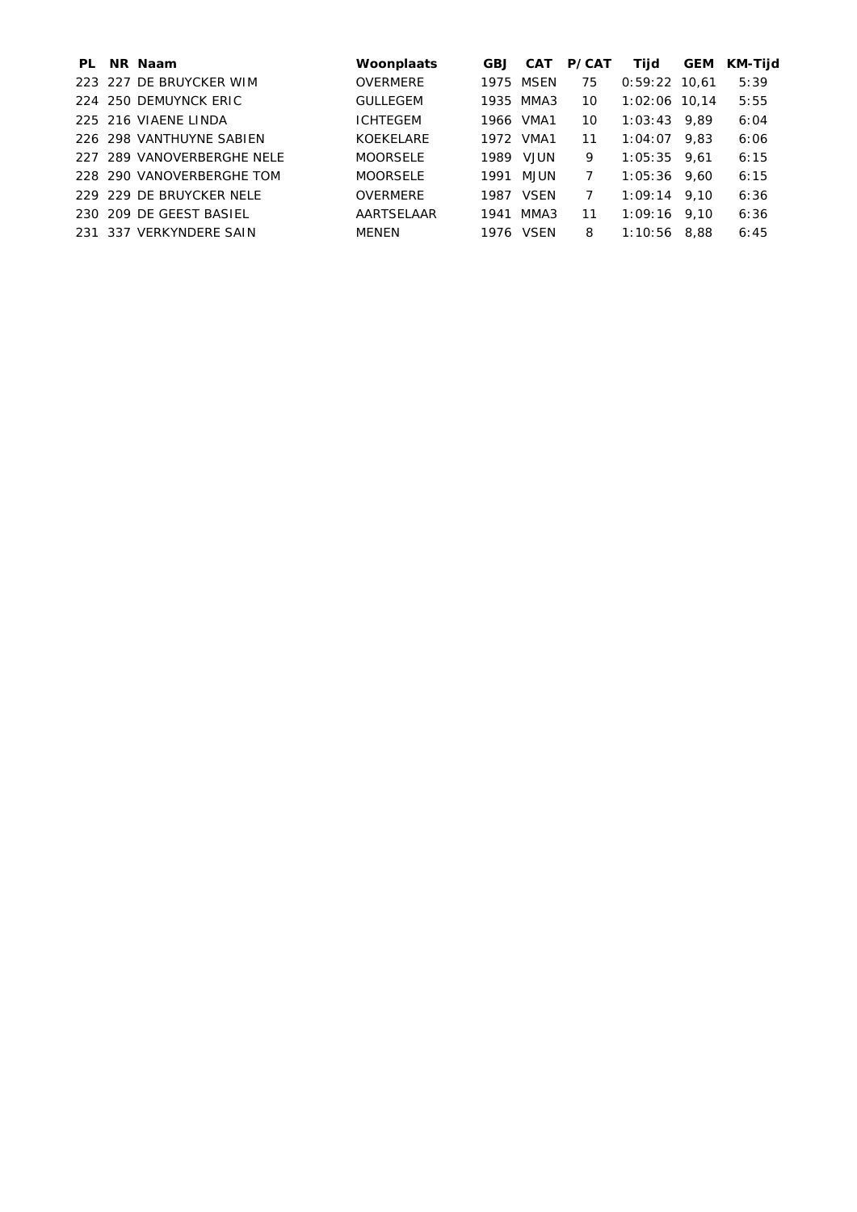| PL | NR | Naam | Woonplaats | GBJ | CAT | P/CAT | Tijd | GEM | KM-Tijd |
|---|---|---|---|---|---|---|---|---|---|
| 223 | 227 | DE BRUYCKER WIM | OVERMERE | 1975 | MSEN | 75 | 0:59:22 | 10,61 | 5:39 |
| 224 | 250 | DEMUYNCK ERIC | GULLEGEM | 1935 | MMA3 | 10 | 1:02:06 | 10,14 | 5:55 |
| 225 | 216 | VIAENE LINDA | ICHTEGEM | 1966 | VMA1 | 10 | 1:03:43 | 9,89 | 6:04 |
| 226 | 298 | VANTHUYNE SABIEN | KOEKELARE | 1972 | VMA1 | 11 | 1:04:07 | 9,83 | 6:06 |
| 227 | 289 | VANOVERBERGHE NELE | MOORSELE | 1989 | VJUN | 9 | 1:05:35 | 9,61 | 6:15 |
| 228 | 290 | VANOVERBERGHE TOM | MOORSELE | 1991 | MJUN | 7 | 1:05:36 | 9,60 | 6:15 |
| 229 | 229 | DE BRUYCKER NELE | OVERMERE | 1987 | VSEN | 7 | 1:09:14 | 9,10 | 6:36 |
| 230 | 209 | DE GEEST BASIEL | AARTSELAAR | 1941 | MMA3 | 11 | 1:09:16 | 9,10 | 6:36 |
| 231 | 337 | VERKYNDERE SAIN | MENEN | 1976 | VSEN | 8 | 1:10:56 | 8,88 | 6:45 |